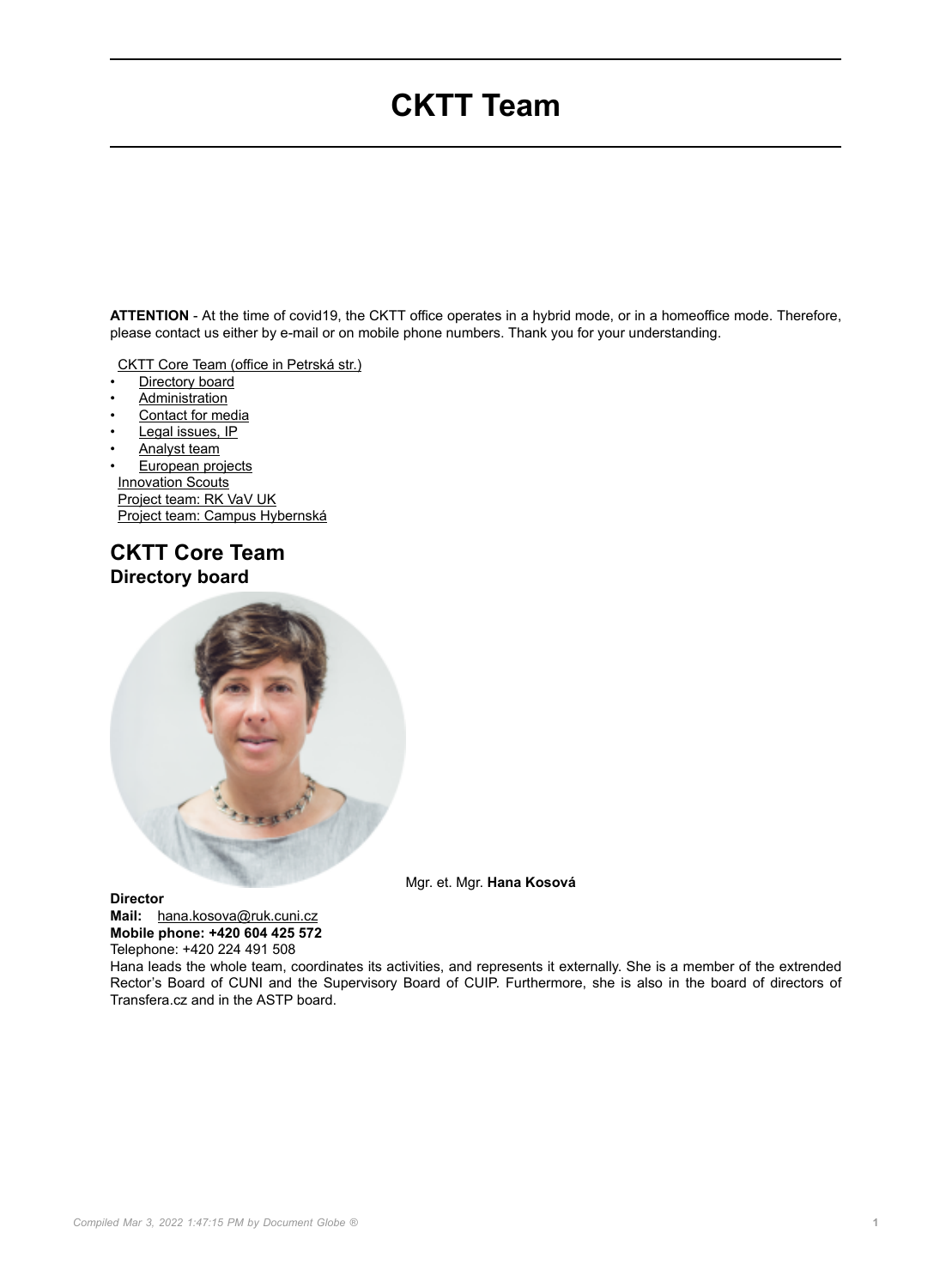# CKTT Team

**ATTENTION** - At the time of covid19, the CKTT office operates in a hybrid mode, or in a homeoffice mode. Therefore, please contact us either by e-mail or on mobile phone numbers. Thank you for your understanding.

CKTT Core Team (office in Petrská str.)
- Directory board
- Administration
- Contact for media
- Legal issues, IP
- Analyst team
- European projects

Innovation Scouts
Project team: RK VaV UK
Project team: Campus Hybernská

## CKTT Core Team

### Directory board

Mgr. et. Mgr. **Hana Kosová**

**Director**
**Mail:** hana.kosova@ruk.cuni.cz
**Mobile phone: +420 604 425 572**
Telephone: +420 224 491 508
Hana leads the whole team, coordinates its activities, and represents it externally. She is a member of the extrended Rector's Board of CUNI and the Supervisory Board of CUIP. Furthermore, she is also in the board of directors of Transfera.cz and in the ASTP board.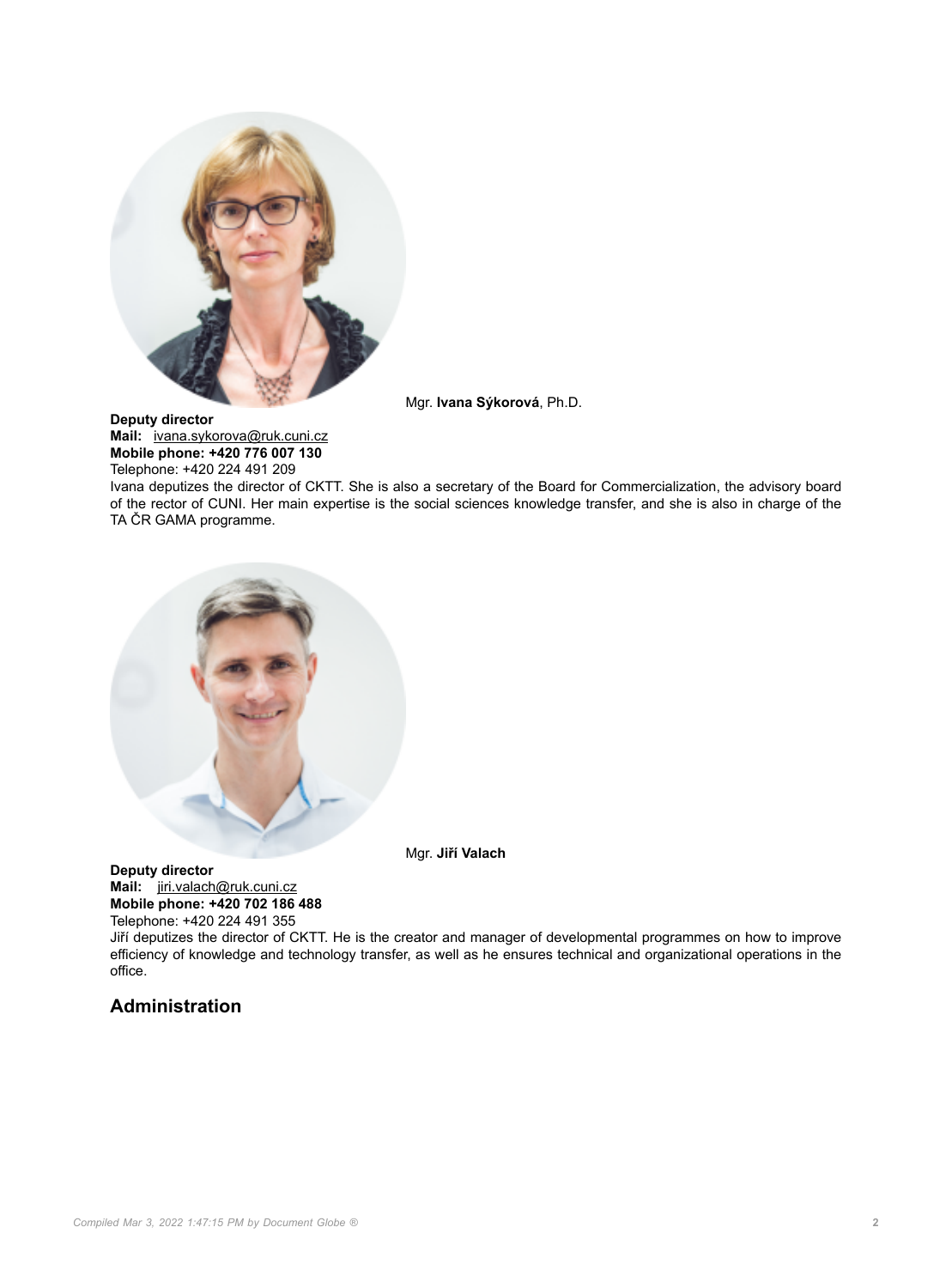Mgr. **Ivana Sýkorová**, Ph.D.

**Deputy director**
**Mail:** ivana.sykorova@ruk.cuni.cz
**Mobile phone: +420 776 007 130**
Telephone: +420 224 491 209
Ivana deputizes the director of CKTT. She is also a secretary of the Board for Commercialization, the advisory board of the rector of CUNI. Her main expertise is the social sciences knowledge transfer, and she is also in charge of the TA ČR GAMA programme.

Mgr. **Jiří Valach**

**Deputy director**
**Mail:** jiri.valach@ruk.cuni.cz
**Mobile phone: +420 702 186 488**
Telephone: +420 224 491 355
Jiří deputizes the director of CKTT. He is the creator and manager of developmental programmes on how to improve efficiency of knowledge and technology transfer, as well as he ensures technical and organizational operations in the office.

## Administration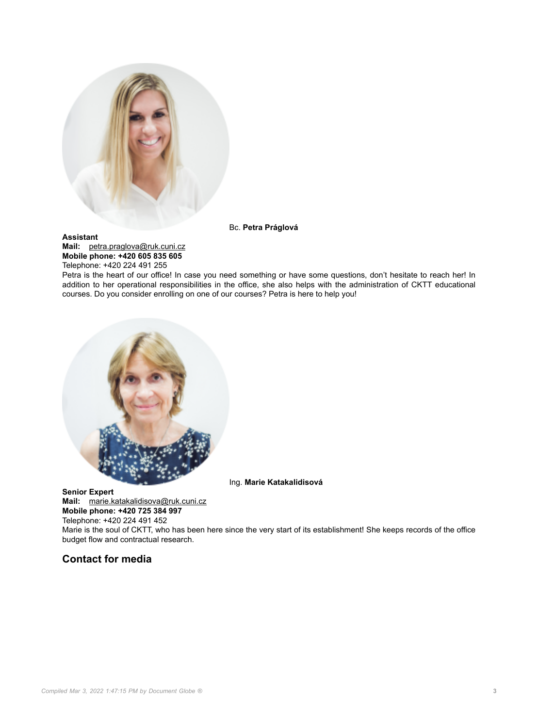Bc. **Petra Práglová**

**Assistant**
**Mail:** petra.praglova@ruk.cuni.cz
**Mobile phone: +420 605 835 605**
Telephone: +420 224 491 255
Petra is the heart of our office! In case you need something or have some questions, don't hesitate to reach her! In addition to her operational responsibilities in the office, she also helps with the administration of CKTT educational courses. Do you consider enrolling on one of our courses? Petra is here to help you!

Ing. **Marie Katakalidisová**

**Senior Expert**
**Mail:** marie.katakalidisova@ruk.cuni.cz
**Mobile phone: +420 725 384 997**
Telephone: +420 224 491 452
Marie is the soul of CKTT, who has been here since the very start of its establishment! She keeps records of the office budget flow and contractual research.

## Contact for media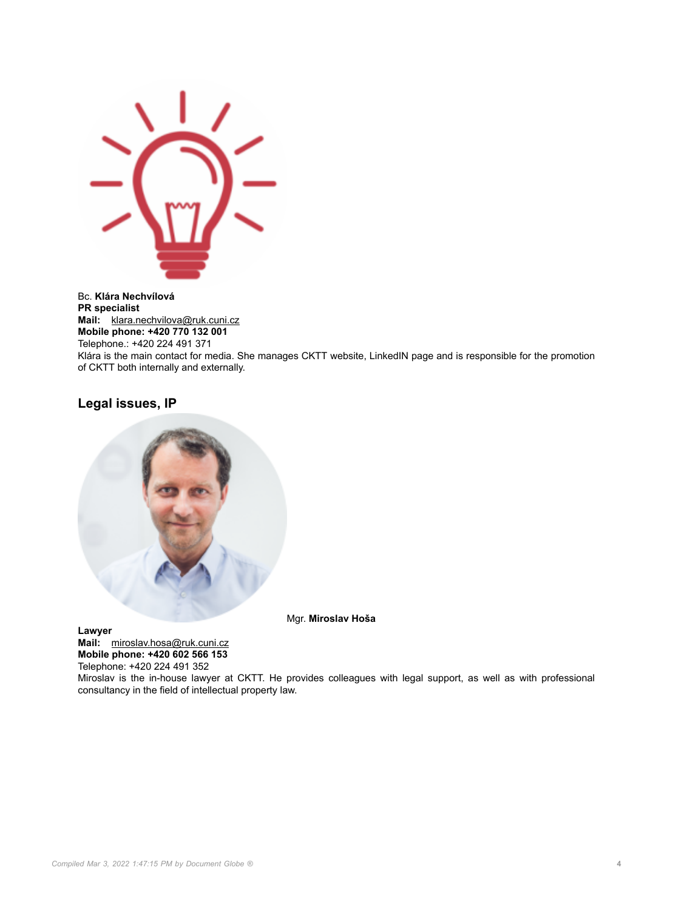Bc. **Klára Nechvílová**
**PR specialist**
**Mail:** klara.nechvilova@ruk.cuni.cz
**Mobile phone: +420 770 132 001**
Telephone.: +420 224 491 371
Klára is the main contact for media. She manages CKTT website, LinkedIN page and is responsible for the promotion of CKTT both internally and externally.

## Legal issues, IP

Mgr. **Miroslav Hoša**
**Lawyer**
**Mail:** miroslav.hosa@ruk.cuni.cz
**Mobile phone: +420 602 566 153**
Telephone: +420 224 491 352
Miroslav is the in-house lawyer at CKTT. He provides colleagues with legal support, as well as with professional consultancy in the field of intellectual property law.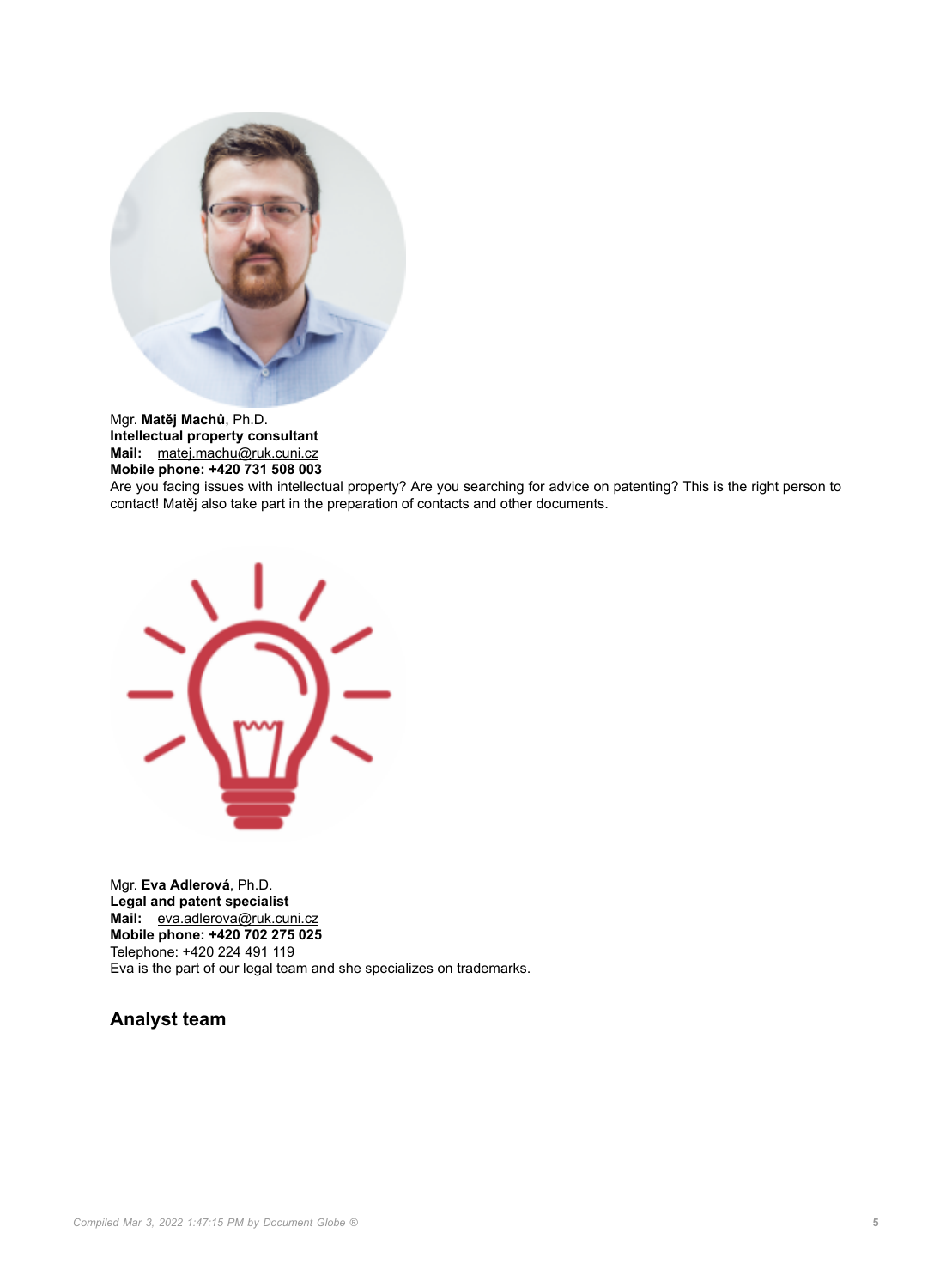Mgr. **Matěj Machů**, Ph.D.
**Intellectual property consultant**
**Mail:** matej.machu@ruk.cuni.cz
**Mobile phone: +420 731 508 003**
Are you facing issues with intellectual property? Are you searching for advice on patenting? This is the right person to contact! Matěj also take part in the preparation of contacts and other documents.

Mgr. **Eva Adlerová**, Ph.D.
**Legal and patent specialist**
**Mail:** eva.adlerova@ruk.cuni.cz
**Mobile phone: +420 702 275 025**
Telephone: +420 224 491 119
Eva is the part of our legal team and she specializes on trademarks.

## Analyst team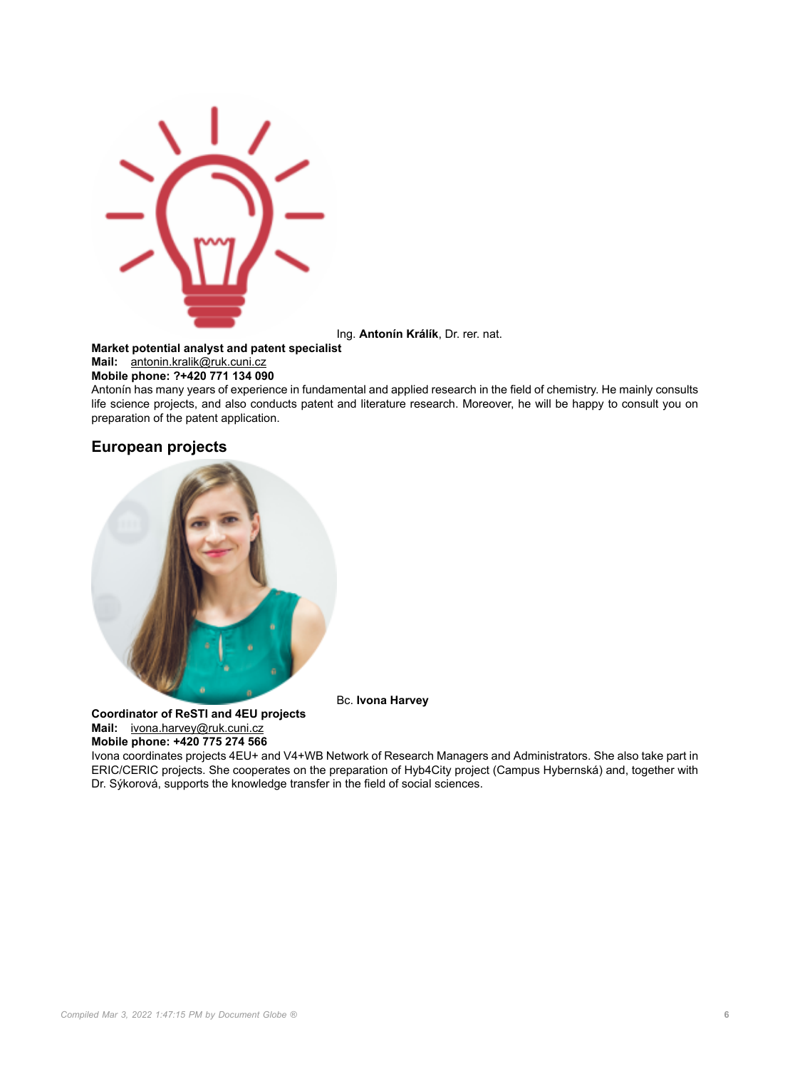Ing. **Antonín Králík**, Dr. rer. nat.

**Market potential analyst and patent specialist**
**Mail:** antonin.kralik@ruk.cuni.cz
**Mobile phone: ?+420 771 134 090**

Antonín has many years of experience in fundamental and applied research in the field of chemistry. He mainly consults life science projects, and also conducts patent and literature research. Moreover, he will be happy to consult you on preparation of the patent application.

## European projects

Bc. **Ivona Harvey**

**Coordinator of ReSTI and 4EU projects**
**Mail:** ivona.harvey@ruk.cuni.cz
**Mobile phone: +420 775 274 566**

Ivona coordinates projects 4EU+ and V4+WB Network of Research Managers and Administrators. She also take part in ERIC/CERIC projects. She cooperates on the preparation of Hyb4City project (Campus Hybernská) and, together with Dr. Sýkorová, supports the knowledge transfer in the field of social sciences.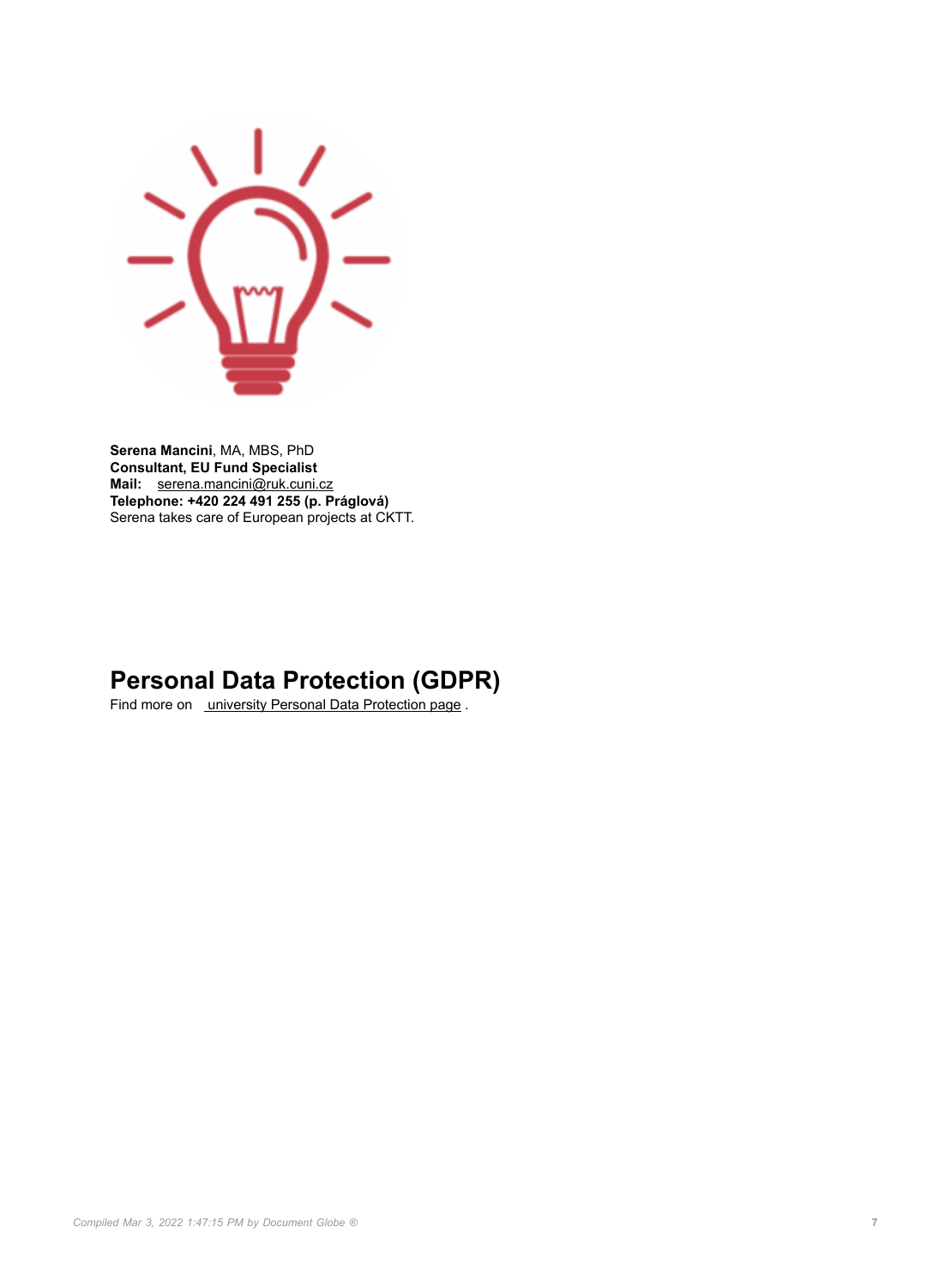**Serena Mancini**, MA, MBS, PhD
**Consultant, EU Fund Specialist**
**Mail:** serena.mancini@ruk.cuni.cz
**Telephone: +420 224 491 255 (p. Práglová)**
Serena takes care of European projects at CKTT.

# Personal Data Protection (GDPR)

Find more on university Personal Data Protection page .